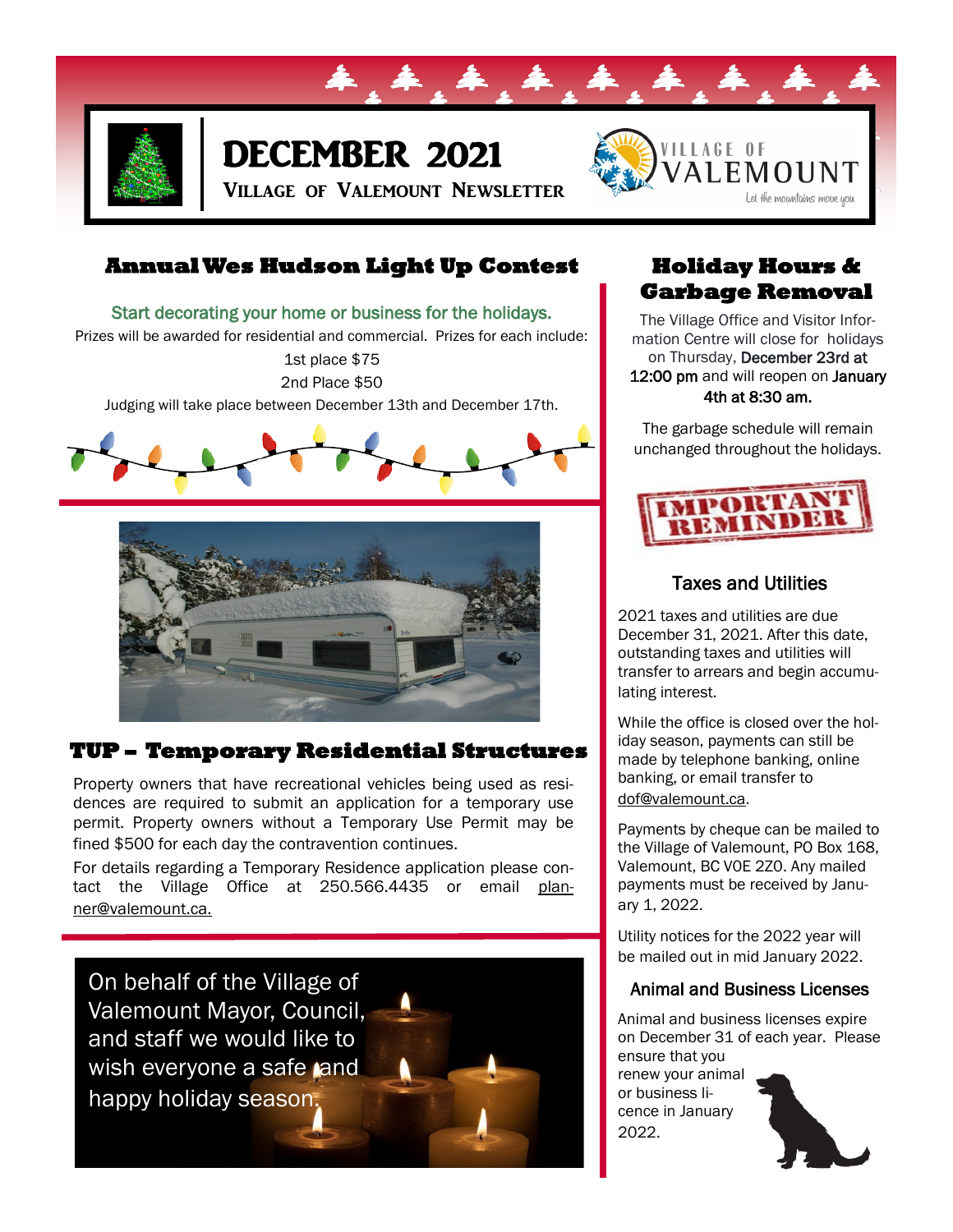# DECEMBER 2021

## Village of Valemount Newsletter

VILLAGE OF VALEMOUNT

Let the mountains move you

## Annual Wes Hudson Light Up Contest

Start decorating your home or business for the holidays.

Prizes will be awarded for residential and commercial. Prizes for each include:

1st place $75

2nd Place $50

Judging will take place between December 13th and December 17th.

## TUP – Temporary Residential Structures

Property owners that have recreational vehicles being used as residences are required to submit an application for a temporary use permit. Property owners without a Temporary Use Permit may be fined $500 for each day the contravention continues.

For details regarding a Temporary Residence application please contact the Village Office at 250.566.4435 or email planner@valemount.ca.

On behalf of the Village of Valemount Mayor, Council, and staff we would like to wish everyone a safe and happy holiday season.

## Holiday Hours & Garbage Removal

The Village Office and Visitor Information Centre will close for holidays on Thursday, December 23rd at 12:00 pm and will reopen on January 4th at 8:30 am.

The garbage schedule will remain unchanged throughout the holidays.

IMPORTANT REMINDER

### Taxes and Utilities

2021 taxes and utilities are due December 31, 2021. After this date, outstanding taxes and utilities will transfer to arrears and begin accumulating interest.

While the office is closed over the holiday season, payments can still be made by telephone banking, online banking, or email transfer to dof@valemount.ca.

Payments by cheque can be mailed to the Village of Valemount, PO Box 168, Valemount, BC V0E 2Z0. Any mailed payments must be received by January 1, 2022.

Utility notices for the 2022 year will be mailed out in mid January 2022.

### Animal and Business Licenses

Animal and business licenses expire on December 31 of each year. Please ensure that you renew your animal or business licence in January 2022.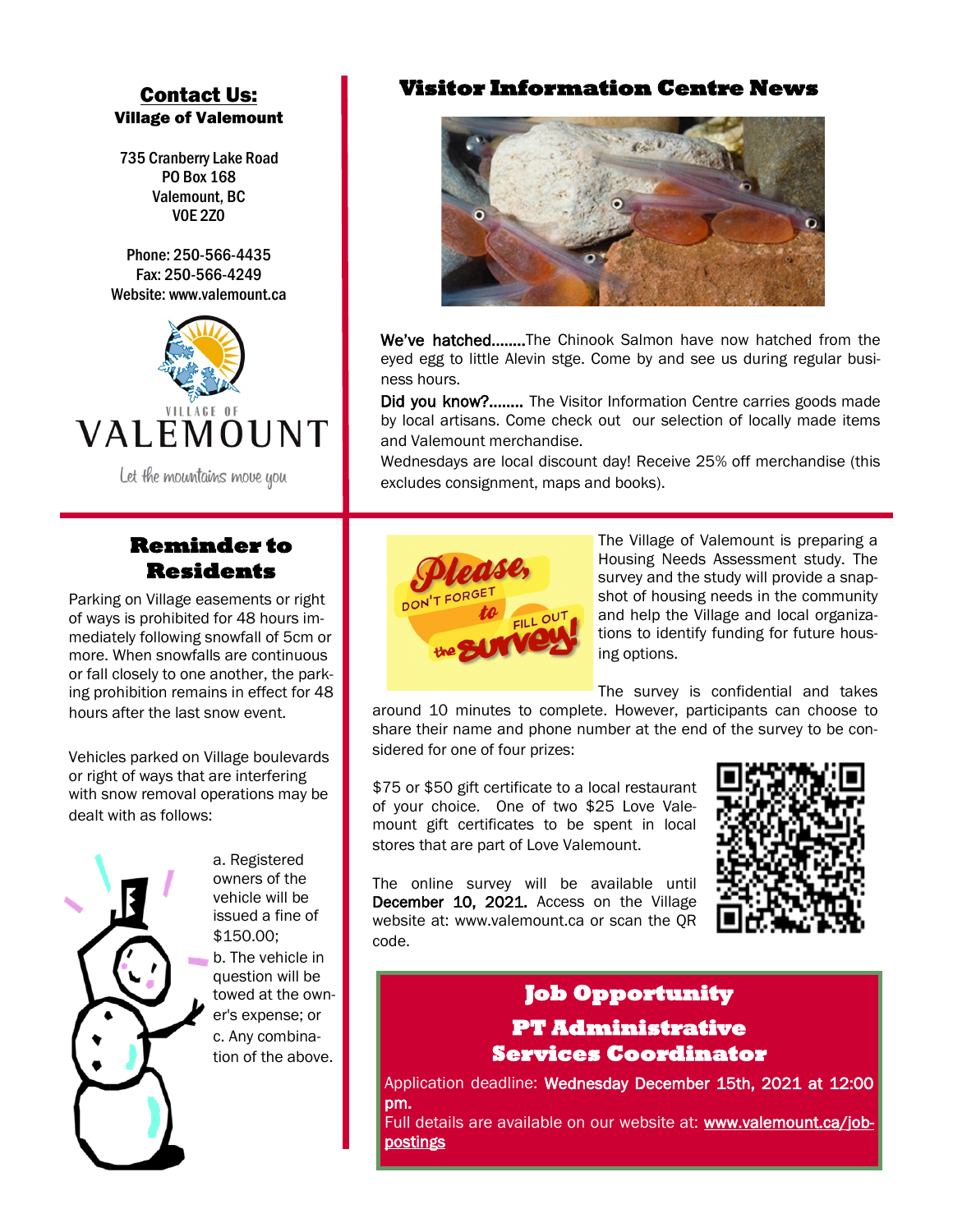## Contact Us:

**Village of Valemount**

735 Cranberry Lake Road
PO Box 168
Valemount, BC
V0E 2Z0

Phone: 250-566-4435
Fax: 250-566-4249
Website: www.valemount.ca

VILLAGE OF VALEMOUNT

Let the mountains move you

## Visitor Information Centre News

**We've hatched……..**The Chinook Salmon have now hatched from the eyed egg to little Alevin stge. Come by and see us during regular business hours.

**Did you know?……..** The Visitor Information Centre carries goods made by local artisans. Come check out our selection of locally made items and Valemount merchandise.

Wednesdays are local discount day! Receive 25% off merchandise (this excludes consignment, maps and books).

## Reminder to Residents

Parking on Village easements or right of ways is prohibited for 48 hours immediately following snowfall of 5cm or more. When snowfalls are continuous or fall closely to one another, the parking prohibition remains in effect for 48 hours after the last snow event.

Vehicles parked on Village boulevards or right of ways that are interfering with snow removal operations may be dealt with as follows:

a. Registered owners of the vehicle will be issued a fine of $150.00;
b. The vehicle in question will be towed at the owner's expense; or
c. Any combination of the above.

Please, DON'T FORGET to FILL OUT the survey!

The Village of Valemount is preparing a Housing Needs Assessment study. The survey and the study will provide a snapshot of housing needs in the community and help the Village and local organizations to identify funding for future housing options.

The survey is confidential and takes around 10 minutes to complete. However, participants can choose to share their name and phone number at the end of the survey to be considered for one of four prizes:

$75 or $50 gift certificate to a local restaurant of your choice. One of two $25 Love Valemount gift certificates to be spent in local stores that are part of Love Valemount.

The online survey will be available until **December 10, 2021.** Access on the Village website at: www.valemount.ca or scan the QR code.

## Job Opportunity

### PT Administrative Services Coordinator

Application deadline: **Wednesday December 15th, 2021 at 12:00 pm.**

Full details are available on our website at: **www.valemount.ca/job-postings**